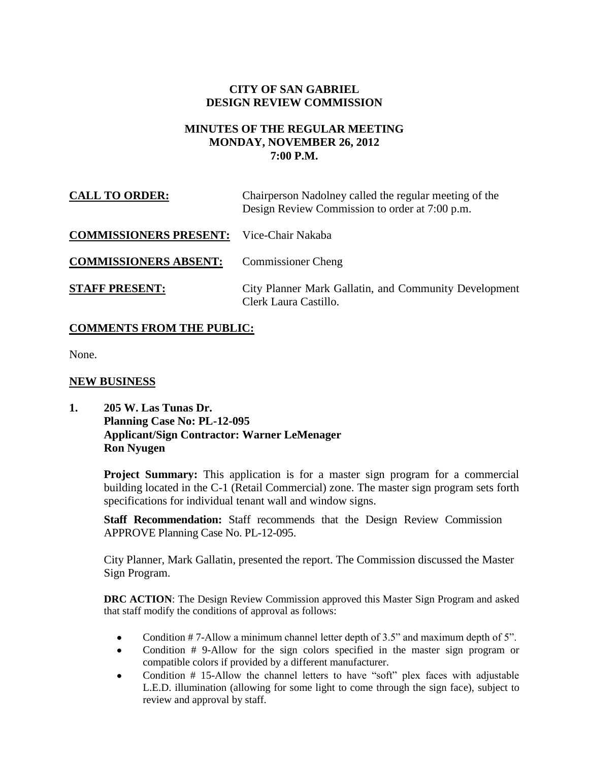# CITY OF SAN GABRIEL
# DESIGN REVIEW COMMISSION

## MINUTES OF THE REGULAR MEETING
## MONDAY, NOVEMBER 26, 2012
## 7:00 P.M.

**CALL TO ORDER:** Chairperson Nadolney called the regular meeting of the Design Review Commission to order at 7:00 p.m.

**COMMISSIONERS PRESENT:** Vice-Chair Nakaba

**COMMISSIONERS ABSENT:** Commissioner Cheng

**STAFF PRESENT:** City Planner Mark Gallatin, and Community Development Clerk Laura Castillo.

## COMMENTS FROM THE PUBLIC:

None.

## NEW BUSINESS

**1. 205 W. Las Tunas Dr.**
**Planning Case No: PL-12-095**
**Applicant/Sign Contractor: Warner LeMenager**
**Ron Nyugen**

**Project Summary:** This application is for a master sign program for a commercial building located in the C-1 (Retail Commercial) zone. The master sign program sets forth specifications for individual tenant wall and window signs.

**Staff Recommendation:** Staff recommends that the Design Review Commission APPROVE Planning Case No. PL-12-095.

City Planner, Mark Gallatin, presented the report. The Commission discussed the Master Sign Program.

**DRC ACTION**: The Design Review Commission approved this Master Sign Program and asked that staff modify the conditions of approval as follows:

- Condition # 7-Allow a minimum channel letter depth of 3.5" and maximum depth of 5".
- Condition # 9-Allow for the sign colors specified in the master sign program or compatible colors if provided by a different manufacturer.
- Condition # 15-Allow the channel letters to have "soft" plex faces with adjustable L.E.D. illumination (allowing for some light to come through the sign face), subject to review and approval by staff.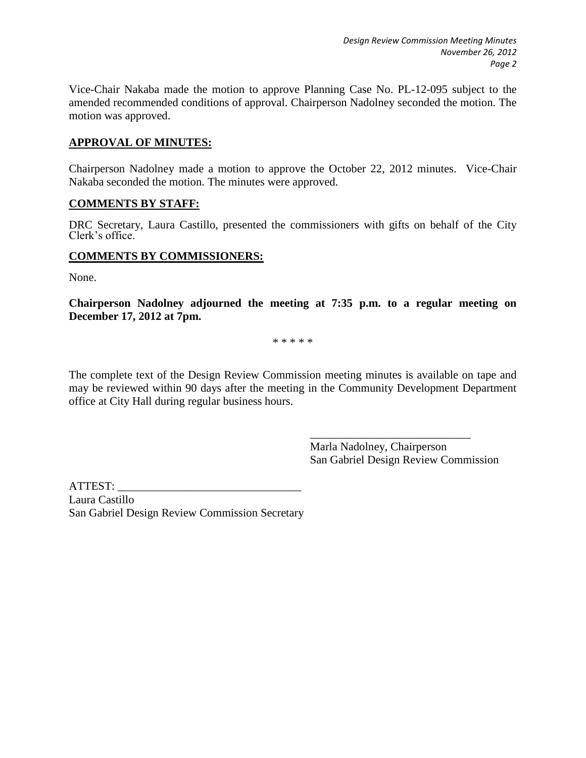Vice-Chair Nakaba made the motion to approve Planning Case No. PL-12-095 subject to the amended recommended conditions of approval. Chairperson Nadolney seconded the motion. The motion was approved.

## APPROVAL OF MINUTES:

Chairperson Nadolney made a motion to approve the October 22, 2012 minutes. Vice-Chair Nakaba seconded the motion. The minutes were approved.

## COMMENTS BY STAFF:

DRC Secretary, Laura Castillo, presented the commissioners with gifts on behalf of the City Clerk's office.

## COMMENTS BY COMMISSIONERS:

None.

**Chairperson Nadolney adjourned the meeting at 7:35 p.m. to a regular meeting on December 17, 2012 at 7pm.**

\* \* \* \* \*

The complete text of the Design Review Commission meeting minutes is available on tape and may be reviewed within 90 days after the meeting in the Community Development Department office at City Hall during regular business hours.

\_\_\_\_\_\_\_\_\_\_\_\_\_\_\_\_\_\_\_\_\_\_\_\_\_\_\_\_
Marla Nadolney, Chairperson
San Gabriel Design Review Commission

ATTEST: \_\_\_\_\_\_\_\_\_\_\_\_\_\_\_\_\_\_\_\_\_\_\_\_\_\_\_\_\_\_\_
Laura Castillo
San Gabriel Design Review Commission Secretary